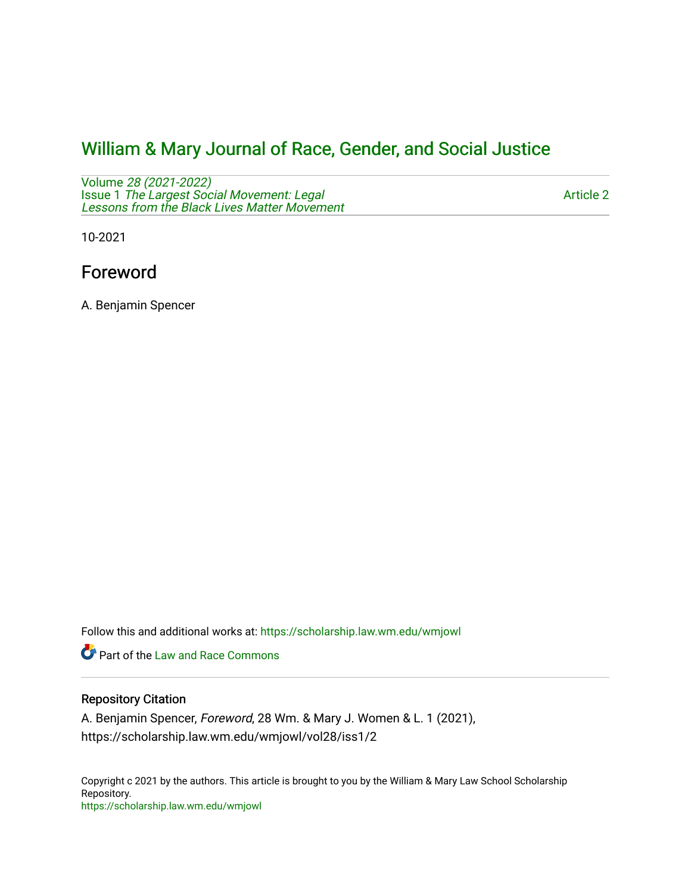# William & Mary Journal of Race, Gender, and Social Justice

Volume *28 (2021-2022)*
Issue 1 *The Largest Social Movement: Legal Lessons from the Black Lives Matter Movement*

Article 2

10-2021

## Foreword

A. Benjamin Spencer

Follow this and additional works at: https://scholarship.law.wm.edu/wmjowl

Part of the Law and Race Commons

### Repository Citation

A. Benjamin Spencer, *Foreword*, 28 Wm. & Mary J. Women & L. 1 (2021), https://scholarship.law.wm.edu/wmjowl/vol28/iss1/2

Copyright c 2021 by the authors. This article is brought to you by the William & Mary Law School Scholarship Repository.
https://scholarship.law.wm.edu/wmjowl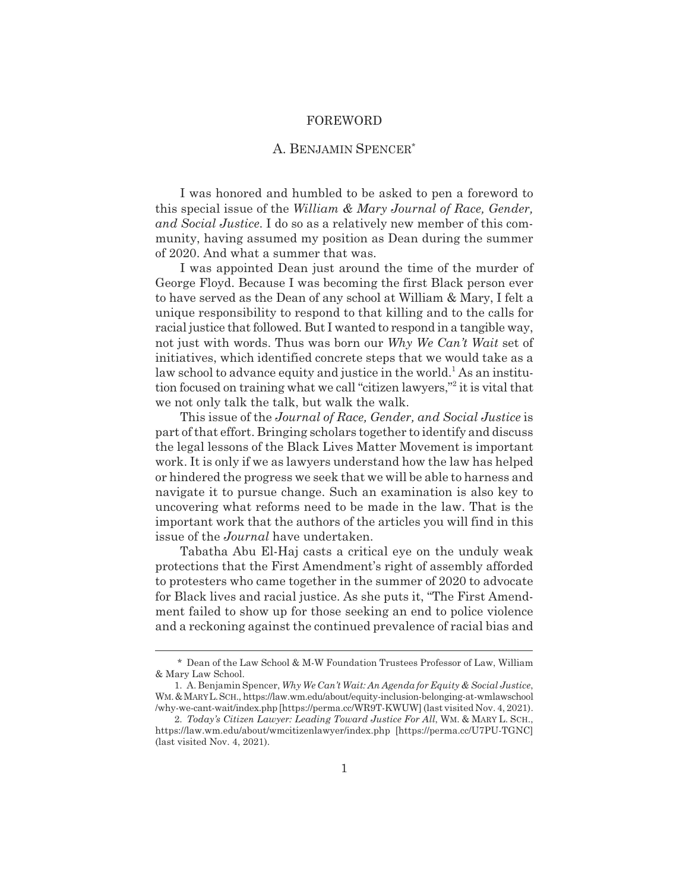# FOREWORD

## A. BENJAMIN SPENCER*

I was honored and humbled to be asked to pen a foreword to this special issue of the *William & Mary Journal of Race, Gender, and Social Justice*. I do so as a relatively new member of this community, having assumed my position as Dean during the summer of 2020. And what a summer that was.

I was appointed Dean just around the time of the murder of George Floyd. Because I was becoming the first Black person ever to have served as the Dean of any school at William & Mary, I felt a unique responsibility to respond to that killing and to the calls for racial justice that followed. But I wanted to respond in a tangible way, not just with words. Thus was born our *Why We Can't Wait* set of initiatives, which identified concrete steps that we would take as a law school to advance equity and justice in the world.[1] As an institution focused on training what we call "citizen lawyers,"[2] it is vital that we not only talk the talk, but walk the walk.

This issue of the *Journal of Race, Gender, and Social Justice* is part of that effort. Bringing scholars together to identify and discuss the legal lessons of the Black Lives Matter Movement is important work. It is only if we as lawyers understand how the law has helped or hindered the progress we seek that we will be able to harness and navigate it to pursue change. Such an examination is also key to uncovering what reforms need to be made in the law. That is the important work that the authors of the articles you will find in this issue of the *Journal* have undertaken.

Tabatha Abu El-Haj casts a critical eye on the unduly weak protections that the First Amendment's right of assembly afforded to protesters who came together in the summer of 2020 to advocate for Black lives and racial justice. As she puts it, "The First Amendment failed to show up for those seeking an end to police violence and a reckoning against the continued prevalence of racial bias and

---

\* Dean of the Law School & M-W Foundation Trustees Professor of Law, William & Mary Law School.

1. A. Benjamin Spencer, *Why We Can't Wait: An Agenda for Equity & Social Justice*, WM. & MARY L. SCH., https://law.wm.edu/about/equity-inclusion-belonging-at-wmlawschool/why-we-cant-wait/index.php [https://perma.cc/WR9T-KWUW] (last visited Nov. 4, 2021).

2. *Today's Citizen Lawyer: Leading Toward Justice For All*, WM. & MARY L. SCH., https://law.wm.edu/about/wmcitizenlawyer/index.php [https://perma.cc/U7PU-TGNC] (last visited Nov. 4, 2021).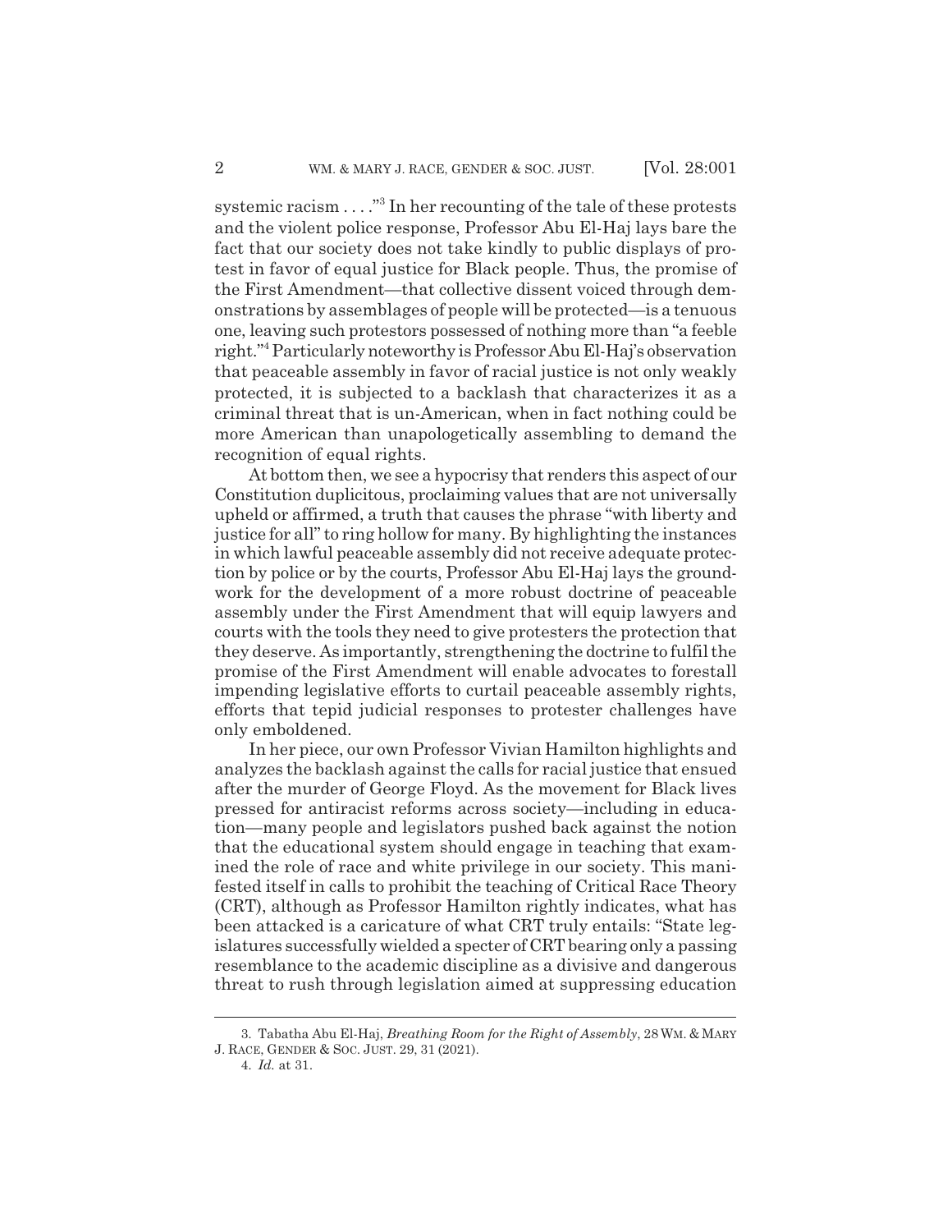systemic racism . . . ."[3] In her recounting of the tale of these protests and the violent police response, Professor Abu El-Haj lays bare the fact that our society does not take kindly to public displays of protest in favor of equal justice for Black people. Thus, the promise of the First Amendment—that collective dissent voiced through demonstrations by assemblages of people will be protected—is a tenuous one, leaving such protestors possessed of nothing more than "a feeble right."[4] Particularly noteworthy is Professor Abu El-Haj's observation that peaceable assembly in favor of racial justice is not only weakly protected, it is subjected to a backlash that characterizes it as a criminal threat that is un-American, when in fact nothing could be more American than unapologetically assembling to demand the recognition of equal rights.

At bottom then, we see a hypocrisy that renders this aspect of our Constitution duplicitous, proclaiming values that are not universally upheld or affirmed, a truth that causes the phrase "with liberty and justice for all" to ring hollow for many. By highlighting the instances in which lawful peaceable assembly did not receive adequate protection by police or by the courts, Professor Abu El-Haj lays the groundwork for the development of a more robust doctrine of peaceable assembly under the First Amendment that will equip lawyers and courts with the tools they need to give protesters the protection that they deserve. As importantly, strengthening the doctrine to fulfil the promise of the First Amendment will enable advocates to forestall impending legislative efforts to curtail peaceable assembly rights, efforts that tepid judicial responses to protester challenges have only emboldened.

In her piece, our own Professor Vivian Hamilton highlights and analyzes the backlash against the calls for racial justice that ensued after the murder of George Floyd. As the movement for Black lives pressed for antiracist reforms across society—including in education—many people and legislators pushed back against the notion that the educational system should engage in teaching that examined the role of race and white privilege in our society. This manifested itself in calls to prohibit the teaching of Critical Race Theory (CRT), although as Professor Hamilton rightly indicates, what has been attacked is a caricature of what CRT truly entails: "State legislatures successfully wielded a specter of CRT bearing only a passing resemblance to the academic discipline as a divisive and dangerous threat to rush through legislation aimed at suppressing education

---

3. Tabatha Abu El-Haj, *Breathing Room for the Right of Assembly*, 28 WM. & MARY J. RACE, GENDER & SOC. JUST. 29, 31 (2021).

4. *Id.* at 31.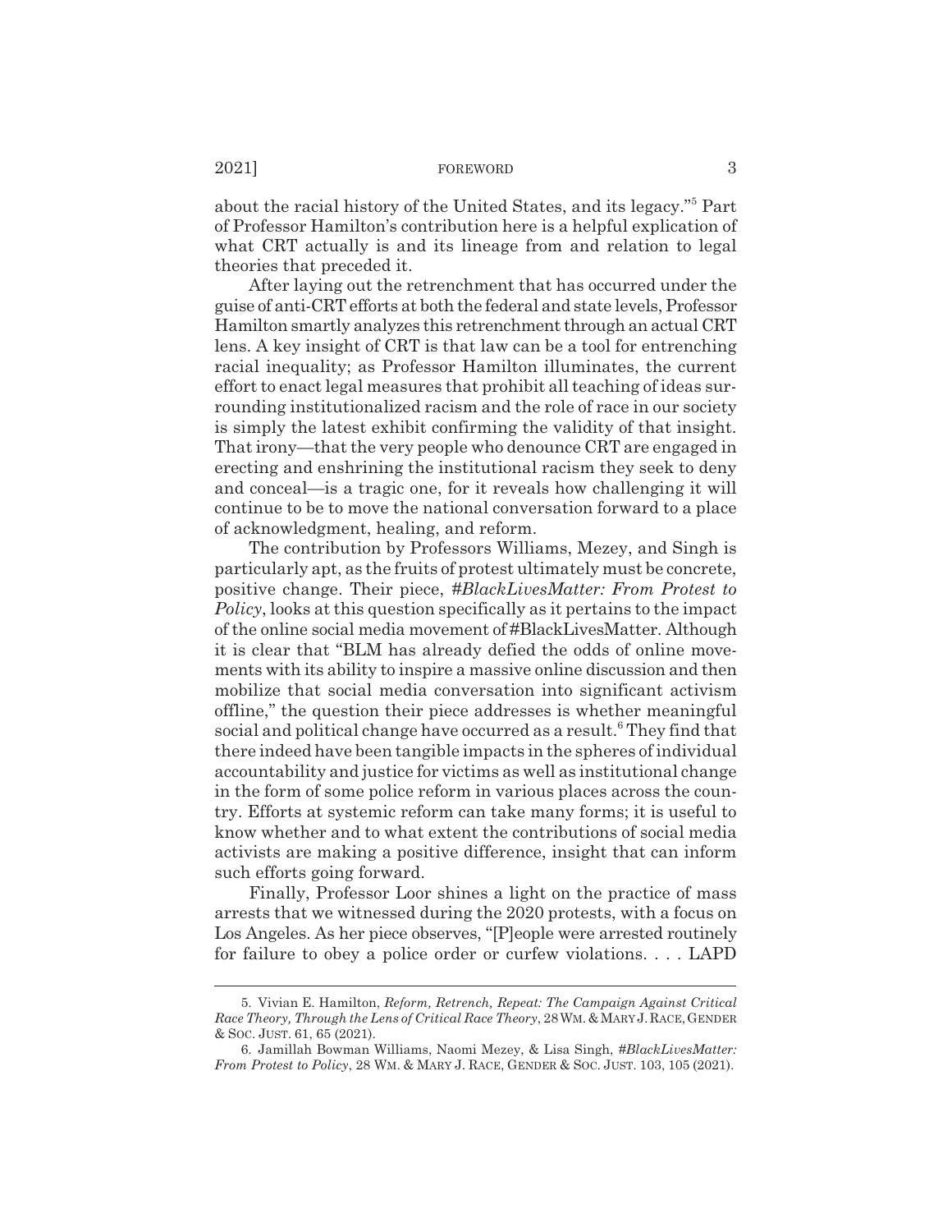about the racial history of the United States, and its legacy."[5] Part of Professor Hamilton's contribution here is a helpful explication of what CRT actually is and its lineage from and relation to legal theories that preceded it.

After laying out the retrenchment that has occurred under the guise of anti-CRT efforts at both the federal and state levels, Professor Hamilton smartly analyzes this retrenchment through an actual CRT lens. A key insight of CRT is that law can be a tool for entrenching racial inequality; as Professor Hamilton illuminates, the current effort to enact legal measures that prohibit all teaching of ideas surrounding institutionalized racism and the role of race in our society is simply the latest exhibit confirming the validity of that insight. That irony—that the very people who denounce CRT are engaged in erecting and enshrining the institutional racism they seek to deny and conceal—is a tragic one, for it reveals how challenging it will continue to be to move the national conversation forward to a place of acknowledgment, healing, and reform.

The contribution by Professors Williams, Mezey, and Singh is particularly apt, as the fruits of protest ultimately must be concrete, positive change. Their piece, *#BlackLivesMatter: From Protest to Policy*, looks at this question specifically as it pertains to the impact of the online social media movement of #BlackLivesMatter. Although it is clear that "BLM has already defied the odds of online movements with its ability to inspire a massive online discussion and then mobilize that social media conversation into significant activism offline," the question their piece addresses is whether meaningful social and political change have occurred as a result.[6] They find that there indeed have been tangible impacts in the spheres of individual accountability and justice for victims as well as institutional change in the form of some police reform in various places across the country. Efforts at systemic reform can take many forms; it is useful to know whether and to what extent the contributions of social media activists are making a positive difference, insight that can inform such efforts going forward.

Finally, Professor Loor shines a light on the practice of mass arrests that we witnessed during the 2020 protests, with a focus on Los Angeles. As her piece observes, "[P]eople were arrested routinely for failure to obey a police order or curfew violations. . . . LAPD

---

5. Vivian E. Hamilton, *Reform, Retrench, Repeat: The Campaign Against Critical Race Theory, Through the Lens of Critical Race Theory*, 28 WM. & MARY J. RACE, GENDER & SOC. JUST. 61, 65 (2021).

6. Jamillah Bowman Williams, Naomi Mezey, & Lisa Singh, *#BlackLivesMatter: From Protest to Policy*, 28 WM. & MARY J. RACE, GENDER & SOC. JUST. 103, 105 (2021).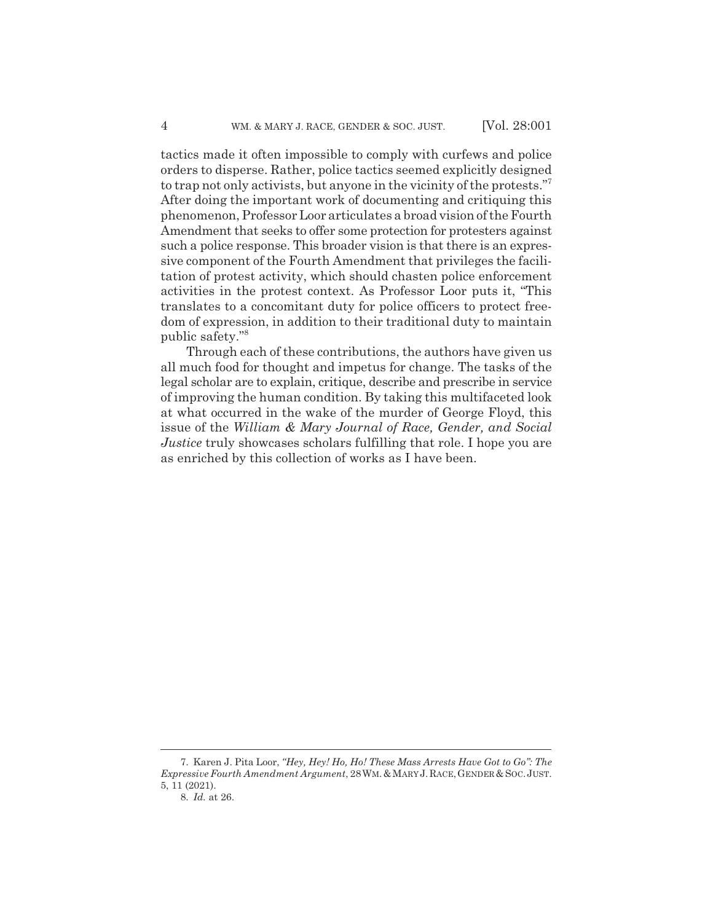tactics made it often impossible to comply with curfews and police orders to disperse. Rather, police tactics seemed explicitly designed to trap not only activists, but anyone in the vicinity of the protests."[7] After doing the important work of documenting and critiquing this phenomenon, Professor Loor articulates a broad vision of the Fourth Amendment that seeks to offer some protection for protesters against such a police response. This broader vision is that there is an expressive component of the Fourth Amendment that privileges the facilitation of protest activity, which should chasten police enforcement activities in the protest context. As Professor Loor puts it, "This translates to a concomitant duty for police officers to protect freedom of expression, in addition to their traditional duty to maintain public safety."[8]

Through each of these contributions, the authors have given us all much food for thought and impetus for change. The tasks of the legal scholar are to explain, critique, describe and prescribe in service of improving the human condition. By taking this multifaceted look at what occurred in the wake of the murder of George Floyd, this issue of the *William & Mary Journal of Race, Gender, and Social Justice* truly showcases scholars fulfilling that role. I hope you are as enriched by this collection of works as I have been.

---

7. Karen J. Pita Loor, *"Hey, Hey! Ho, Ho! These Mass Arrests Have Got to Go": The Expressive Fourth Amendment Argument*, 28 WM. & MARY J. RACE, GENDER & SOC. JUST. 5, 11 (2021).

8. *Id.* at 26.